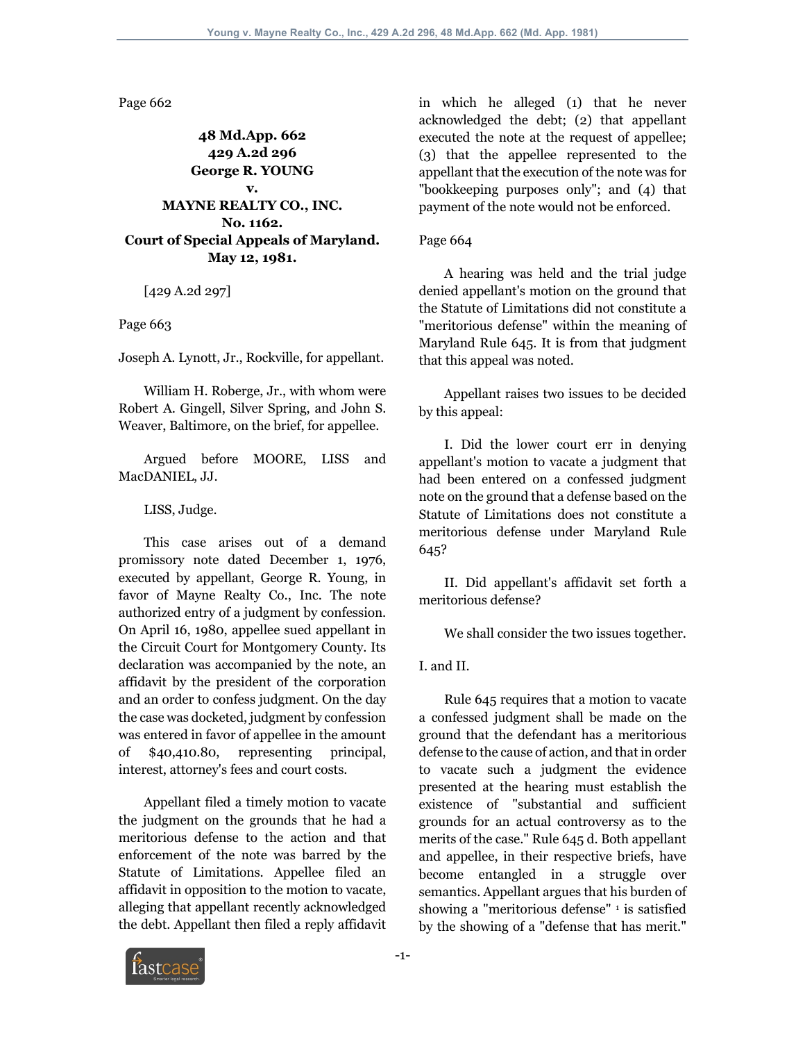Page 662

**48 Md.App. 662**
**429 A.2d 296**
**George R. YOUNG**
**v.**
**MAYNE REALTY CO., INC.**
**No. 1162.**
**Court of Special Appeals of Maryland.**
**May 12, 1981.**

[429 A.2d 297]

Page 663

Joseph A. Lynott, Jr., Rockville, for appellant.

William H. Roberge, Jr., with whom were Robert A. Gingell, Silver Spring, and John S. Weaver, Baltimore, on the brief, for appellee.

Argued before MOORE, LISS and MacDANIEL, JJ.

LISS, Judge.

This case arises out of a demand promissory note dated December 1, 1976, executed by appellant, George R. Young, in favor of Mayne Realty Co., Inc. The note authorized entry of a judgment by confession. On April 16, 1980, appellee sued appellant in the Circuit Court for Montgomery County. Its declaration was accompanied by the note, an affidavit by the president of the corporation and an order to confess judgment. On the day the case was docketed, judgment by confession was entered in favor of appellee in the amount of $40,410.80, representing principal, interest, attorney's fees and court costs.

Appellant filed a timely motion to vacate the judgment on the grounds that he had a meritorious defense to the action and that enforcement of the note was barred by the Statute of Limitations. Appellee filed an affidavit in opposition to the motion to vacate, alleging that appellant recently acknowledged the debt. Appellant then filed a reply affidavit in which he alleged (1) that he never acknowledged the debt; (2) that appellant executed the note at the request of appellee; (3) that the appellee represented to the appellant that the execution of the note was for "bookkeeping purposes only"; and (4) that payment of the note would not be enforced.

Page 664

A hearing was held and the trial judge denied appellant's motion on the ground that the Statute of Limitations did not constitute a "meritorious defense" within the meaning of Maryland Rule 645. It is from that judgment that this appeal was noted.

Appellant raises two issues to be decided by this appeal:

I. Did the lower court err in denying appellant's motion to vacate a judgment that had been entered on a confessed judgment note on the ground that a defense based on the Statute of Limitations does not constitute a meritorious defense under Maryland Rule 645?

II. Did appellant's affidavit set forth a meritorious defense?

We shall consider the two issues together.

I. and II.

Rule 645 requires that a motion to vacate a confessed judgment shall be made on the ground that the defendant has a meritorious defense to the cause of action, and that in order to vacate such a judgment the evidence presented at the hearing must establish the existence of "substantial and sufficient grounds for an actual controversy as to the merits of the case." Rule 645 d. Both appellant and appellee, in their respective briefs, have become entangled in a struggle over semantics. Appellant argues that his burden of showing a "meritorious defense" [1] is satisfied by the showing of a "defense that has merit."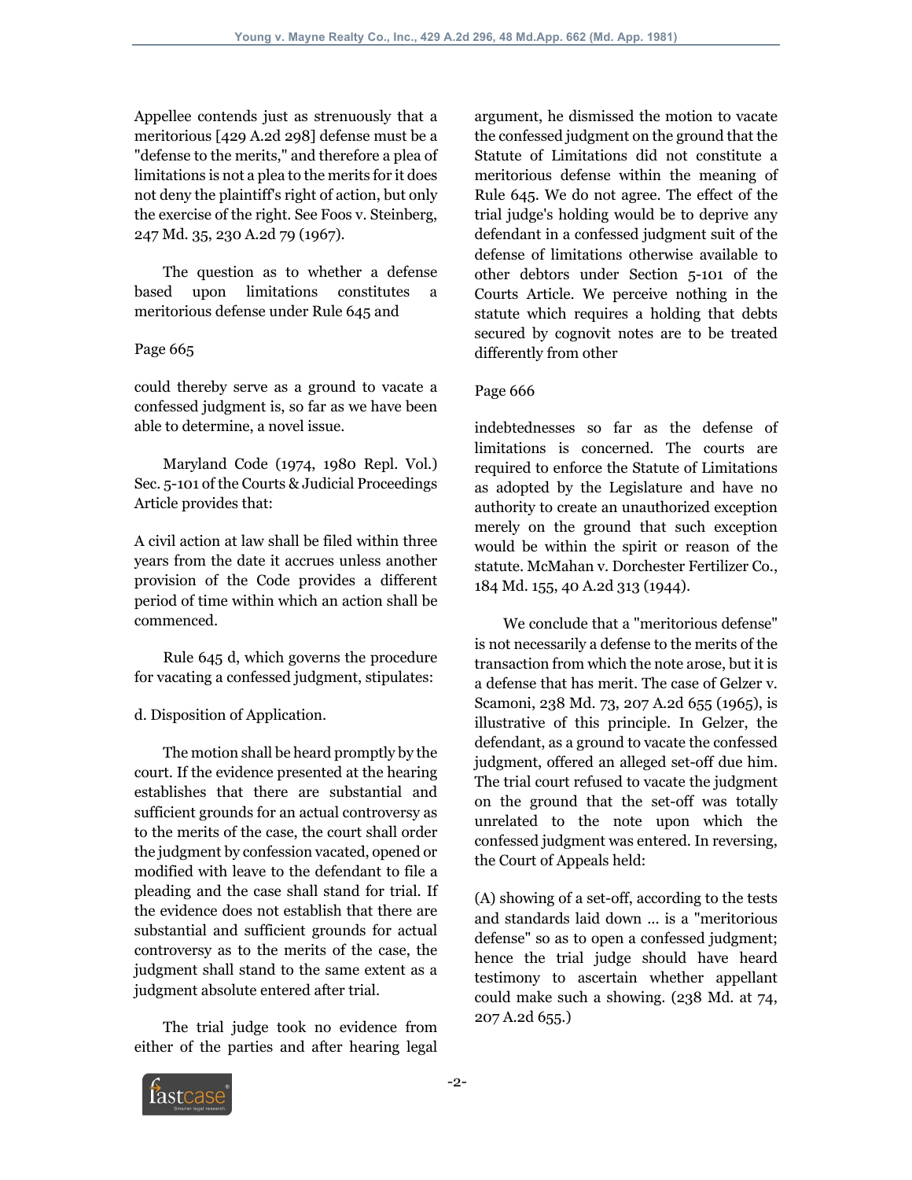Appellee contends just as strenuously that a meritorious [429 A.2d 298] defense must be a "defense to the merits," and therefore a plea of limitations is not a plea to the merits for it does not deny the plaintiff's right of action, but only the exercise of the right. See Foos v. Steinberg, 247 Md. 35, 230 A.2d 79 (1967).

The question as to whether a defense based upon limitations constitutes a meritorious defense under Rule 645 and

Page 665

could thereby serve as a ground to vacate a confessed judgment is, so far as we have been able to determine, a novel issue.

Maryland Code (1974, 1980 Repl. Vol.) Sec. 5-101 of the Courts & Judicial Proceedings Article provides that:

A civil action at law shall be filed within three years from the date it accrues unless another provision of the Code provides a different period of time within which an action shall be commenced.

Rule 645 d, which governs the procedure for vacating a confessed judgment, stipulates:

d. Disposition of Application.

The motion shall be heard promptly by the court. If the evidence presented at the hearing establishes that there are substantial and sufficient grounds for an actual controversy as to the merits of the case, the court shall order the judgment by confession vacated, opened or modified with leave to the defendant to file a pleading and the case shall stand for trial. If the evidence does not establish that there are substantial and sufficient grounds for actual controversy as to the merits of the case, the judgment shall stand to the same extent as a judgment absolute entered after trial.

The trial judge took no evidence from either of the parties and after hearing legal argument, he dismissed the motion to vacate the confessed judgment on the ground that the Statute of Limitations did not constitute a meritorious defense within the meaning of Rule 645. We do not agree. The effect of the trial judge's holding would be to deprive any defendant in a confessed judgment suit of the defense of limitations otherwise available to other debtors under Section 5-101 of the Courts Article. We perceive nothing in the statute which requires a holding that debts secured by cognovit notes are to be treated differently from other

Page 666

indebtednesses so far as the defense of limitations is concerned. The courts are required to enforce the Statute of Limitations as adopted by the Legislature and have no authority to create an unauthorized exception merely on the ground that such exception would be within the spirit or reason of the statute. McMahan v. Dorchester Fertilizer Co., 184 Md. 155, 40 A.2d 313 (1944).

We conclude that a "meritorious defense" is not necessarily a defense to the merits of the transaction from which the note arose, but it is a defense that has merit. The case of Gelzer v. Scamoni, 238 Md. 73, 207 A.2d 655 (1965), is illustrative of this principle. In Gelzer, the defendant, as a ground to vacate the confessed judgment, offered an alleged set-off due him. The trial court refused to vacate the judgment on the ground that the set-off was totally unrelated to the note upon which the confessed judgment was entered. In reversing, the Court of Appeals held:

(A) showing of a set-off, according to the tests and standards laid down ... is a "meritorious defense" so as to open a confessed judgment; hence the trial judge should have heard testimony to ascertain whether appellant could make such a showing. (238 Md. at 74, 207 A.2d 655.)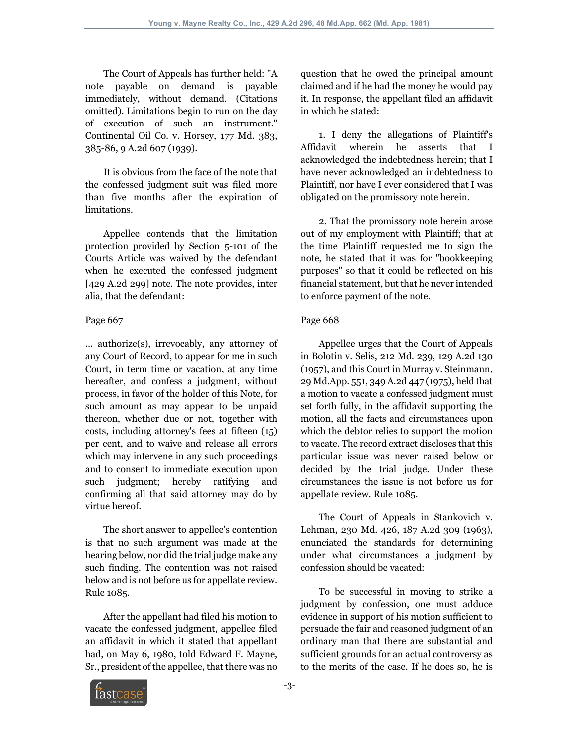The Court of Appeals has further held: "A note payable on demand is payable immediately, without demand. (Citations omitted). Limitations begin to run on the day of execution of such an instrument." Continental Oil Co. v. Horsey, 177 Md. 383, 385-86, 9 A.2d 607 (1939).

It is obvious from the face of the note that the confessed judgment suit was filed more than five months after the expiration of limitations.

Appellee contends that the limitation protection provided by Section 5-101 of the Courts Article was waived by the defendant when he executed the confessed judgment [429 A.2d 299] note. The note provides, inter alia, that the defendant:

Page 667

... authorize(s), irrevocably, any attorney of any Court of Record, to appear for me in such Court, in term time or vacation, at any time hereafter, and confess a judgment, without process, in favor of the holder of this Note, for such amount as may appear to be unpaid thereon, whether due or not, together with costs, including attorney's fees at fifteen (15) per cent, and to waive and release all errors which may intervene in any such proceedings and to consent to immediate execution upon such judgment; hereby ratifying and confirming all that said attorney may do by virtue hereof.

The short answer to appellee's contention is that no such argument was made at the hearing below, nor did the trial judge make any such finding. The contention was not raised below and is not before us for appellate review. Rule 1085.

After the appellant had filed his motion to vacate the confessed judgment, appellee filed an affidavit in which it stated that appellant had, on May 6, 1980, told Edward F. Mayne, Sr., president of the appellee, that there was no question that he owed the principal amount claimed and if he had the money he would pay it. In response, the appellant filed an affidavit in which he stated:

1. I deny the allegations of Plaintiff's Affidavit wherein he asserts that I acknowledged the indebtedness herein; that I have never acknowledged an indebtedness to Plaintiff, nor have I ever considered that I was obligated on the promissory note herein.

2. That the promissory note herein arose out of my employment with Plaintiff; that at the time Plaintiff requested me to sign the note, he stated that it was for "bookkeeping purposes" so that it could be reflected on his financial statement, but that he never intended to enforce payment of the note.

Page 668

Appellee urges that the Court of Appeals in Bolotin v. Selis, 212 Md. 239, 129 A.2d 130 (1957), and this Court in Murray v. Steinmann, 29 Md.App. 551, 349 A.2d 447 (1975), held that a motion to vacate a confessed judgment must set forth fully, in the affidavit supporting the motion, all the facts and circumstances upon which the debtor relies to support the motion to vacate. The record extract discloses that this particular issue was never raised below or decided by the trial judge. Under these circumstances the issue is not before us for appellate review. Rule 1085.

The Court of Appeals in Stankovich v. Lehman, 230 Md. 426, 187 A.2d 309 (1963), enunciated the standards for determining under what circumstances a judgment by confession should be vacated:

To be successful in moving to strike a judgment by confession, one must adduce evidence in support of his motion sufficient to persuade the fair and reasoned judgment of an ordinary man that there are substantial and sufficient grounds for an actual controversy as to the merits of the case. If he does so, he is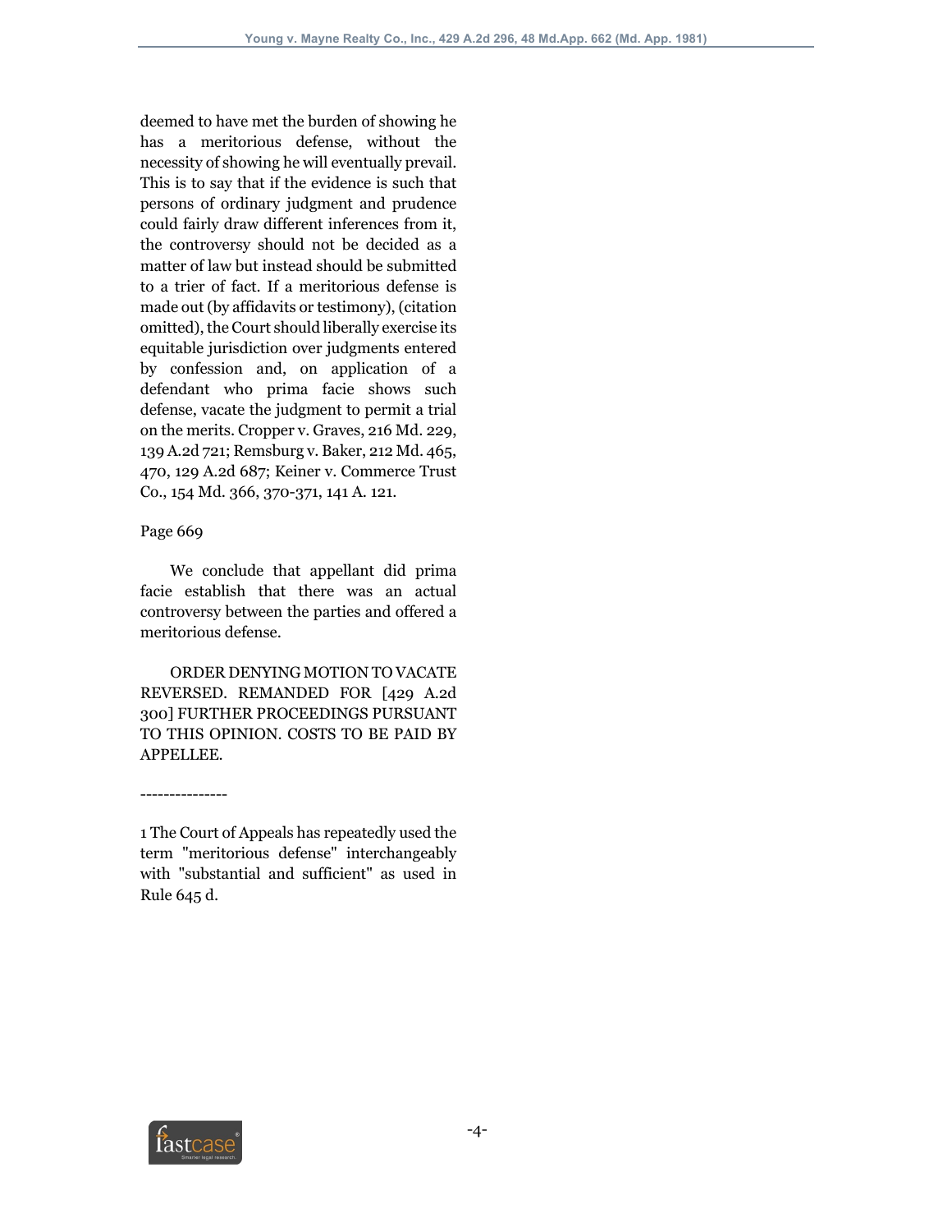deemed to have met the burden of showing he has a meritorious defense, without the necessity of showing he will eventually prevail. This is to say that if the evidence is such that persons of ordinary judgment and prudence could fairly draw different inferences from it, the controversy should not be decided as a matter of law but instead should be submitted to a trier of fact. If a meritorious defense is made out (by affidavits or testimony), (citation omitted), the Court should liberally exercise its equitable jurisdiction over judgments entered by confession and, on application of a defendant who prima facie shows such defense, vacate the judgment to permit a trial on the merits. Cropper v. Graves, 216 Md. 229, 139 A.2d 721; Remsburg v. Baker, 212 Md. 465, 470, 129 A.2d 687; Keiner v. Commerce Trust Co., 154 Md. 366, 370-371, 141 A. 121.

Page 669

We conclude that appellant did prima facie establish that there was an actual controversy between the parties and offered a meritorious defense.

ORDER DENYING MOTION TO VACATE REVERSED. REMANDED FOR [429 A.2d 300] FURTHER PROCEEDINGS PURSUANT TO THIS OPINION. COSTS TO BE PAID BY APPELLEE.

---------------

1 The Court of Appeals has repeatedly used the term "meritorious defense" interchangeably with "substantial and sufficient" as used in Rule 645 d.